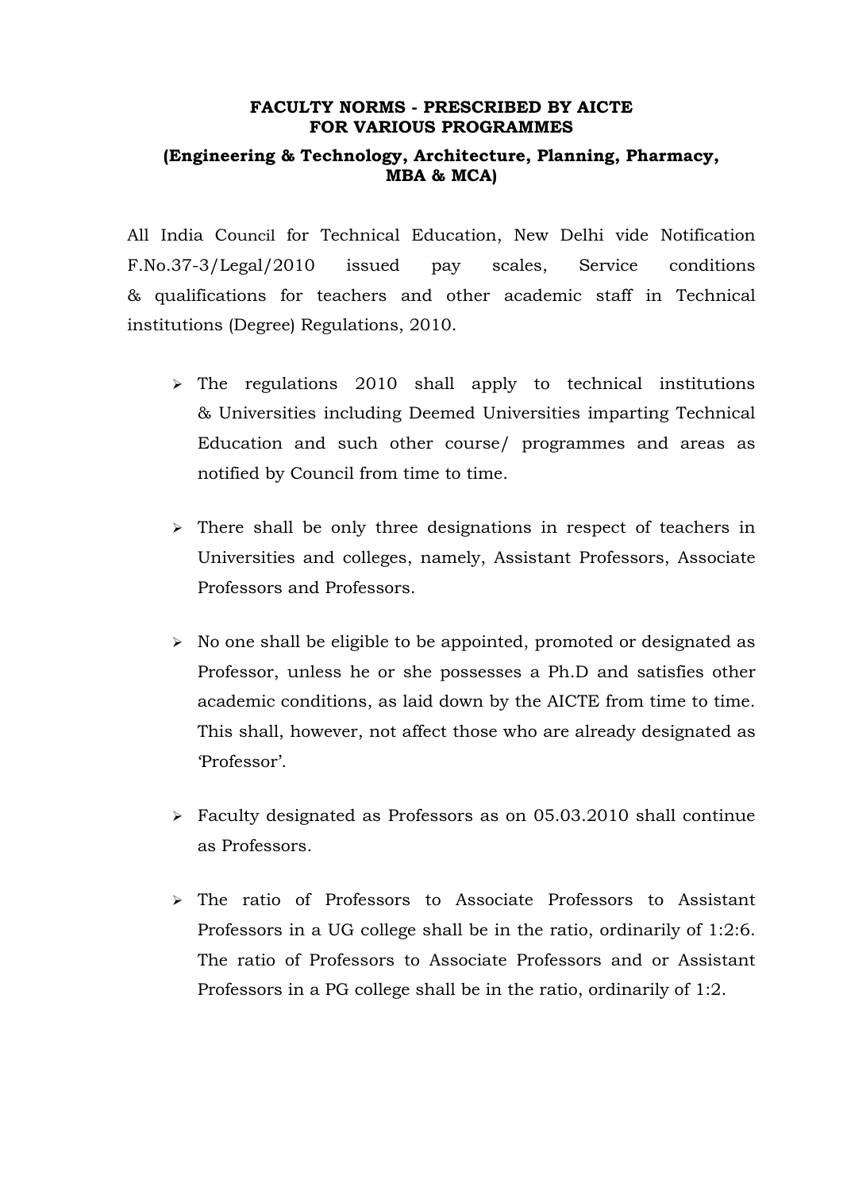## FACULTY NORMS - PRESCRIBED BY AICTE FOR VARIOUS PROGRAMMES

### (Engineering & Technology, Architecture, Planning, Pharmacy, MBA & MCA)

All India Council for Technical Education, New Delhi vide Notification F.No.37-3/Legal/2010 issued pay scales, Service conditions & qualifications for teachers and other academic staff in Technical institutions (Degree) Regulations, 2010.

- The regulations 2010 shall apply to technical institutions & Universities including Deemed Universities imparting Technical Education and such other course/ programmes and areas as notified by Council from time to time.

- There shall be only three designations in respect of teachers in Universities and colleges, namely, Assistant Professors, Associate Professors and Professors.

- No one shall be eligible to be appointed, promoted or designated as Professor, unless he or she possesses a Ph.D and satisfies other academic conditions, as laid down by the AICTE from time to time. This shall, however, not affect those who are already designated as 'Professor'.

- Faculty designated as Professors as on 05.03.2010 shall continue as Professors.

- The ratio of Professors to Associate Professors to Assistant Professors in a UG college shall be in the ratio, ordinarily of 1:2:6. The ratio of Professors to Associate Professors and or Assistant Professors in a PG college shall be in the ratio, ordinarily of 1:2.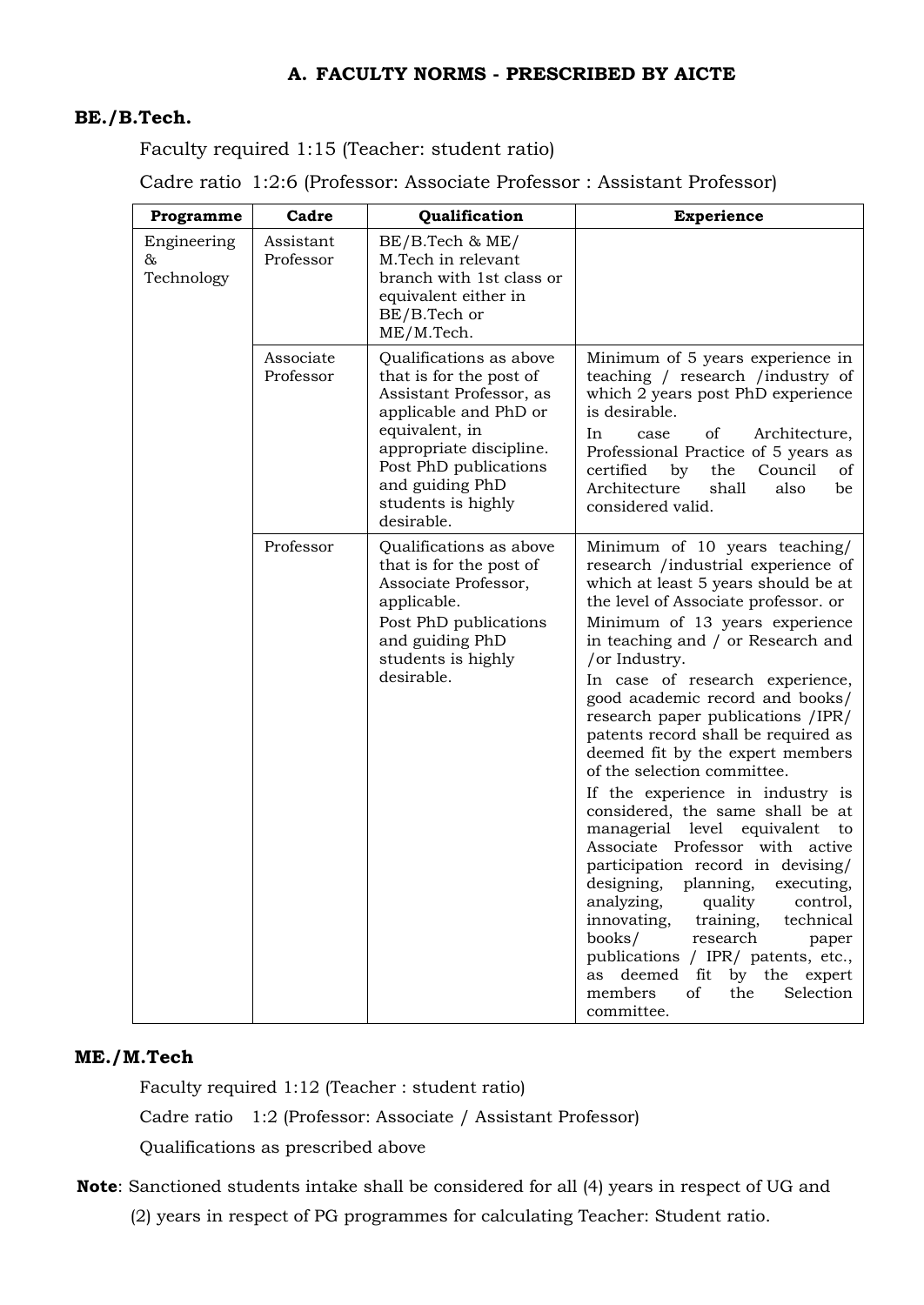### A. FACULTY NORMS - PRESCRIBED BY AICTE

**BE./B.Tech.**

Faculty required 1:15 (Teacher: student ratio)

Cadre ratio 1:2:6 (Professor: Associate Professor : Assistant Professor)

| Programme | Cadre | Qualification | Experience |
|---|---|---|---|
| Engineering & Technology | Assistant Professor | BE/B.Tech & ME/ M.Tech in relevant branch with 1st class or equivalent either in BE/B.Tech or ME/M.Tech. | |
| | Associate Professor | Qualifications as above that is for the post of Assistant Professor, as applicable and PhD or equivalent, in appropriate discipline. Post PhD publications and guiding PhD students is highly desirable. | Minimum of 5 years experience in teaching / research /industry of which 2 years post PhD experience is desirable. In case of Architecture, Professional Practice of 5 years as certified by the Council of Architecture shall also be considered valid. |
| | Professor | Qualifications as above that is for the post of Associate Professor, applicable. Post PhD publications and guiding PhD students is highly desirable. | Minimum of 10 years teaching/ research /industrial experience of which at least 5 years should be at the level of Associate professor. or Minimum of 13 years experience in teaching and / or Research and /or Industry. In case of research experience, good academic record and books/ research paper publications /IPR/ patents record shall be required as deemed fit by the expert members of the selection committee. If the experience in industry is considered, the same shall be at managerial level equivalent to Associate Professor with active participation record in devising/ designing, planning, executing, analyzing, quality control, innovating, training, technical books/ research paper publications / IPR/ patents, etc., as deemed fit by the expert members of the Selection committee. |

**ME./M.Tech**

Faculty required 1:12 (Teacher : student ratio)

Cadre ratio 1:2 (Professor: Associate / Assistant Professor)

Qualifications as prescribed above

**Note**: Sanctioned students intake shall be considered for all (4) years in respect of UG and (2) years in respect of PG programmes for calculating Teacher: Student ratio.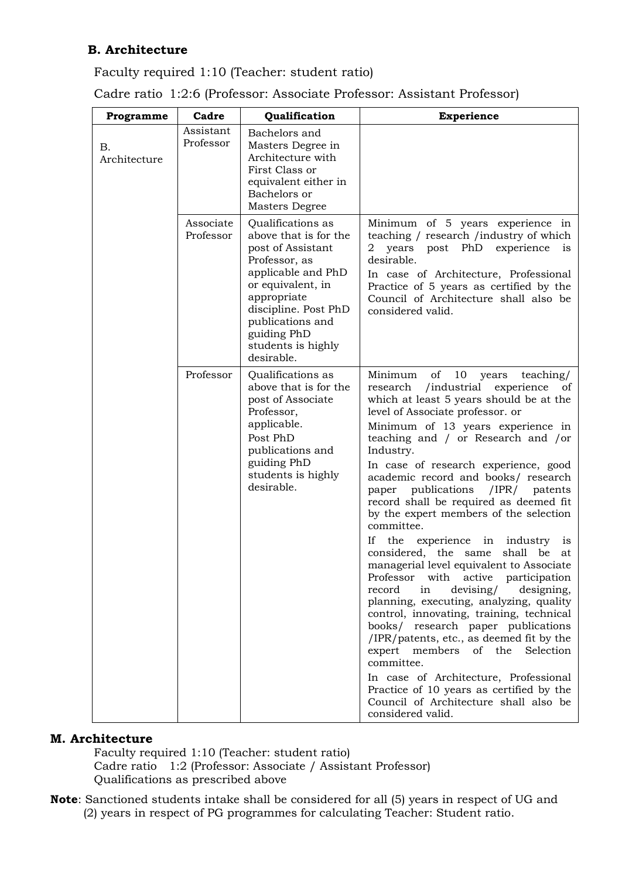### B. Architecture

Faculty required 1:10 (Teacher: student ratio)

Cadre ratio 1:2:6 (Professor: Associate Professor: Assistant Professor)

| Programme | Cadre | Qualification | Experience |
|---|---|---|---|
| B. Architecture | Assistant Professor | Bachelors and Masters Degree in Architecture with First Class or equivalent either in Bachelors or Masters Degree | |
| | Associate Professor | Qualifications as above that is for the post of Assistant Professor, as applicable and PhD or equivalent, in appropriate discipline. Post PhD publications and guiding PhD students is highly desirable. | Minimum of 5 years experience in teaching / research /industry of which 2 years post PhD experience is desirable.<br>In case of Architecture, Professional Practice of 5 years as certified by the Council of Architecture shall also be considered valid. |
| | Professor | Qualifications as above that is for the post of Associate Professor, applicable.<br>Post PhD publications and guiding PhD students is highly desirable. | Minimum of 10 years teaching/ research /industrial experience of which at least 5 years should be at the level of Associate professor. or<br>Minimum of 13 years experience in teaching and / or Research and /or Industry.<br>In case of research experience, good academic record and books/ research paper publications /IPR/ patents record shall be required as deemed fit by the expert members of the selection committee.<br>If the experience in industry is considered, the same shall be at managerial level equivalent to Associate Professor with active participation record in devising/ designing, planning, executing, analyzing, quality control, innovating, training, technical books/ research paper publications /IPR/patents, etc., as deemed fit by the expert members of the Selection committee.<br>In case of Architecture, Professional Practice of 10 years as certified by the Council of Architecture shall also be considered valid. |

### M. Architecture

Faculty required 1:10 (Teacher: student ratio)
Cadre ratio 1:2 (Professor: Associate / Assistant Professor)
Qualifications as prescribed above

**Note**: Sanctioned students intake shall be considered for all (5) years in respect of UG and (2) years in respect of PG programmes for calculating Teacher: Student ratio.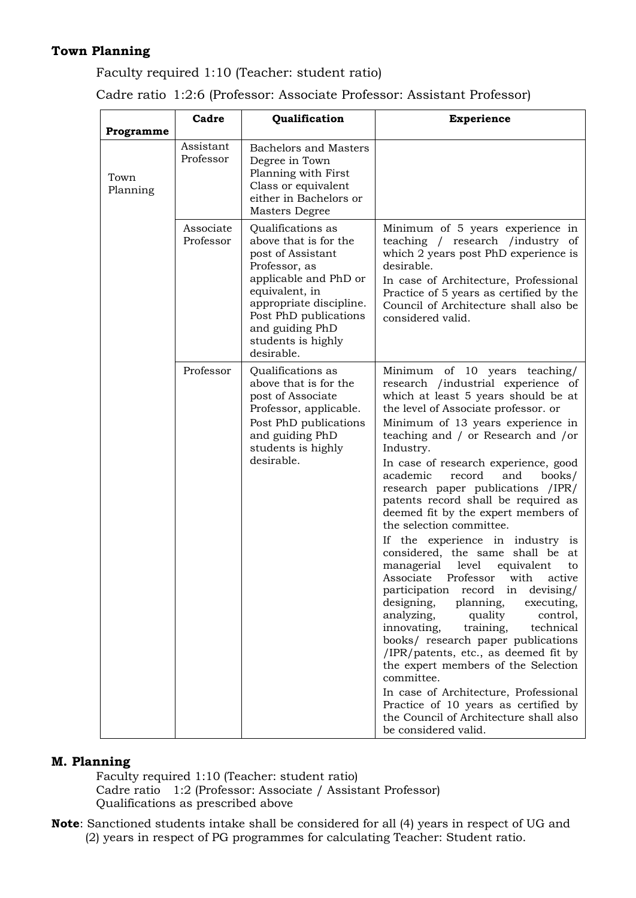**Town Planning**

Faculty required 1:10 (Teacher: student ratio)

Cadre ratio 1:2:6 (Professor: Associate Professor: Assistant Professor)

| Programme | Cadre | Qualification | Experience |
|---|---|---|---|
| Town Planning | Assistant Professor | Bachelors and Masters Degree in Town Planning with First Class or equivalent either in Bachelors or Masters Degree | |
| | Associate Professor | Qualifications as above that is for the post of Assistant Professor, as applicable and PhD or equivalent, in appropriate discipline. Post PhD publications and guiding PhD students is highly desirable. | Minimum of 5 years experience in teaching / research /industry of which 2 years post PhD experience is desirable.<br>In case of Architecture, Professional Practice of 5 years as certified by the Council of Architecture shall also be considered valid. |
| | Professor | Qualifications as above that is for the post of Associate Professor, applicable.<br>Post PhD publications and guiding PhD students is highly desirable. | Minimum of 10 years teaching/ research /industrial experience of which at least 5 years should be at the level of Associate professor. or<br>Minimum of 13 years experience in teaching and / or Research and /or Industry.<br>In case of research experience, good academic record and books/ research paper publications /IPR/ patents record shall be required as deemed fit by the expert members of the selection committee.<br>If the experience in industry is considered, the same shall be at managerial level equivalent to Associate Professor with active participation record in devising/ designing, planning, executing, analyzing, quality control, innovating, training, technical books/ research paper publications /IPR/patents, etc., as deemed fit by the expert members of the Selection committee.<br>In case of Architecture, Professional Practice of 10 years as certified by the Council of Architecture shall also be considered valid. |

**M. Planning**

Faculty required 1:10 (Teacher: student ratio)
Cadre ratio 1:2 (Professor: Associate / Assistant Professor)
Qualifications as prescribed above

**Note**: Sanctioned students intake shall be considered for all (4) years in respect of UG and (2) years in respect of PG programmes for calculating Teacher: Student ratio.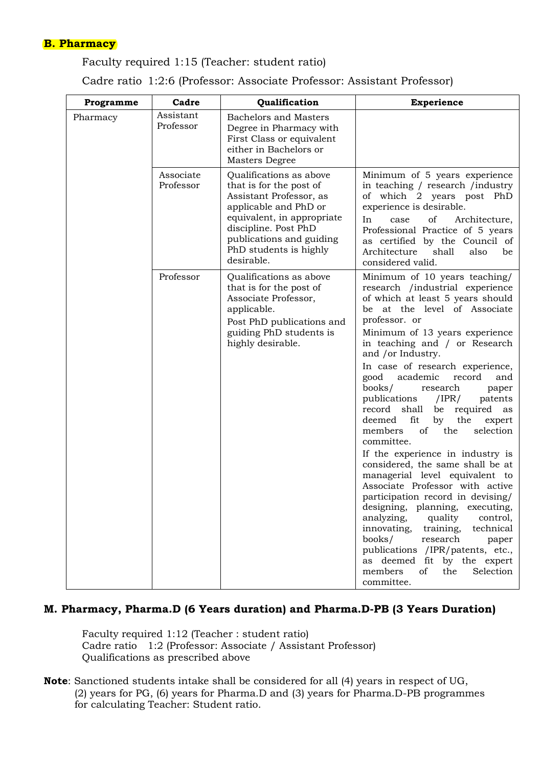**B. Pharmacy**

Faculty required 1:15 (Teacher: student ratio)

Cadre ratio 1:2:6 (Professor: Associate Professor: Assistant Professor)

| Programme | Cadre | Qualification | Experience |
|---|---|---|---|
| Pharmacy | Assistant Professor | Bachelors and Masters Degree in Pharmacy with First Class or equivalent either in Bachelors or Masters Degree | |
| | Associate Professor | Qualifications as above that is for the post of Assistant Professor, as applicable and PhD or equivalent, in appropriate discipline. Post PhD publications and guiding PhD students is highly desirable. | Minimum of 5 years experience in teaching / research /industry of which 2 years post PhD experience is desirable.<br>In case of Architecture, Professional Practice of 5 years as certified by the Council of Architecture shall also be considered valid. |
| | Professor | Qualifications as above that is for the post of Associate Professor, applicable.<br>Post PhD publications and guiding PhD students is highly desirable. | Minimum of 10 years teaching/ research /industrial experience of which at least 5 years should be at the level of Associate professor. or<br>Minimum of 13 years experience in teaching and / or Research and /or Industry.<br>In case of research experience, good academic record and books/ research paper publications /IPR/ patents record shall be required as deemed fit by the expert members of the selection committee.<br>If the experience in industry is considered, the same shall be at managerial level equivalent to Associate Professor with active participation record in devising/ designing, planning, executing, analyzing, quality control, innovating, training, technical books/ research paper publications /IPR/patents, etc., as deemed fit by the expert members of the Selection committee. |

**M. Pharmacy, Pharma.D (6 Years duration) and Pharma.D-PB (3 Years Duration)**

Faculty required 1:12 (Teacher : student ratio)
Cadre ratio 1:2 (Professor: Associate / Assistant Professor)
Qualifications as prescribed above

**Note**: Sanctioned students intake shall be considered for all (4) years in respect of UG, (2) years for PG, (6) years for Pharma.D and (3) years for Pharma.D-PB programmes for calculating Teacher: Student ratio.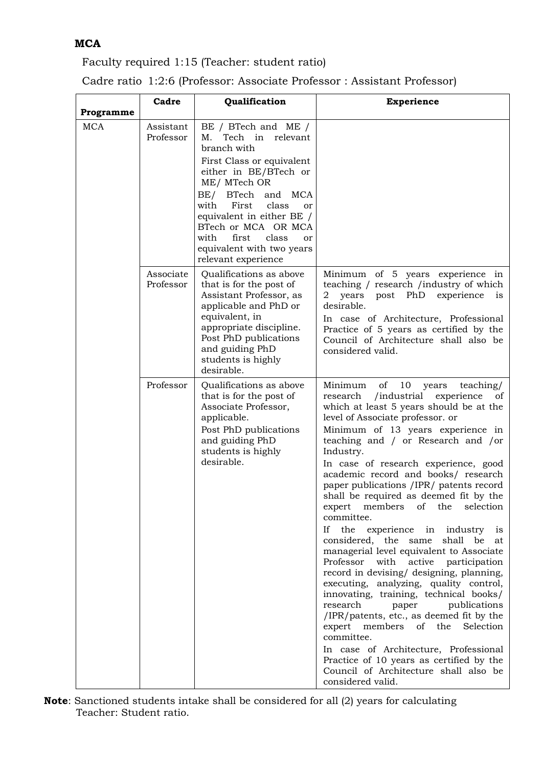**MCA**

Faculty required 1:15 (Teacher: student ratio)

Cadre ratio 1:2:6 (Professor: Associate Professor : Assistant Professor)

| Programme | Cadre | Qualification | Experience |
|---|---|---|---|
| MCA | Assistant Professor | BE / BTech and ME / M. Tech in relevant branch with<br>First Class or equivalent either in BE/BTech or ME/ MTech OR<br>BE/ BTech and MCA with First class or equivalent in either BE / BTech or MCA OR MCA with first class or equivalent with two years relevant experience | |
| | Associate Professor | Qualifications as above that is for the post of Assistant Professor, as applicable and PhD or equivalent, in appropriate discipline.<br>Post PhD publications and guiding PhD students is highly desirable. | Minimum of 5 years experience in teaching / research /industry of which 2 years post PhD experience is desirable.<br>In case of Architecture, Professional Practice of 5 years as certified by the Council of Architecture shall also be considered valid. |
| | Professor | Qualifications as above that is for the post of Associate Professor, applicable.<br>Post PhD publications and guiding PhD students is highly desirable. | Minimum of 10 years teaching/ research /industrial experience of which at least 5 years should be at the level of Associate professor. or<br>Minimum of 13 years experience in teaching and / or Research and /or Industry.<br>In case of research experience, good academic record and books/ research paper publications /IPR/ patents record shall be required as deemed fit by the expert members of the selection committee.<br>If the experience in industry is considered, the same shall be at managerial level equivalent to Associate Professor with active participation record in devising/ designing, planning, executing, analyzing, quality control, innovating, training, technical books/ research paper publications /IPR/patents, etc., as deemed fit by the expert members of the Selection committee.<br>In case of Architecture, Professional Practice of 10 years as certified by the Council of Architecture shall also be considered valid. |

**Note**: Sanctioned students intake shall be considered for all (2) years for calculating Teacher: Student ratio.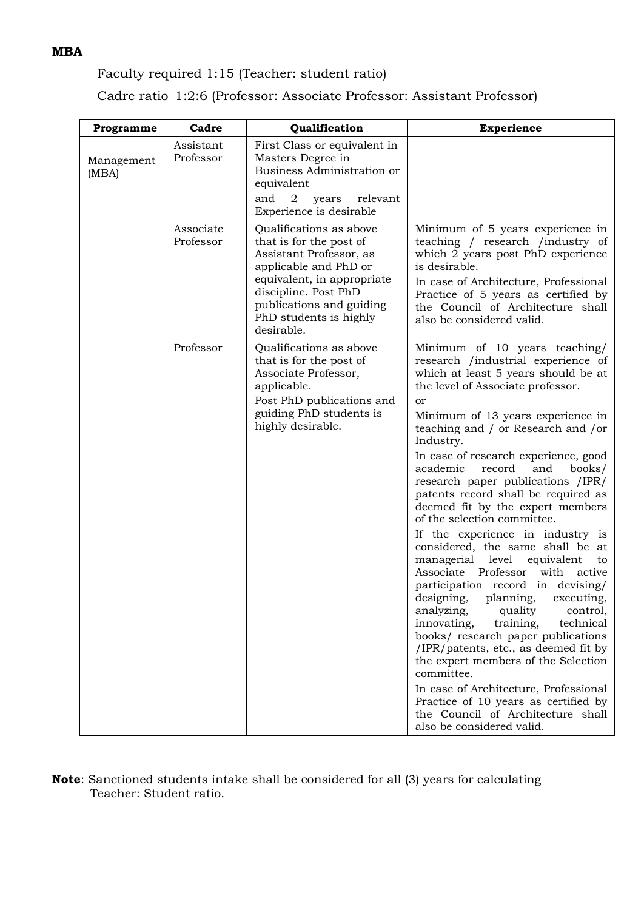**MBA**

Faculty required 1:15 (Teacher: student ratio)

Cadre ratio 1:2:6 (Professor: Associate Professor: Assistant Professor)

| Programme | Cadre | Qualification | Experience |
|---|---|---|---|
| Management (MBA) | Assistant Professor | First Class or equivalent in Masters Degree in Business Administration or equivalent<br>and 2 years relevant Experience is desirable | |
| | Associate Professor | Qualifications as above that is for the post of Assistant Professor, as applicable and PhD or equivalent, in appropriate discipline. Post PhD publications and guiding PhD students is highly desirable. | Minimum of 5 years experience in teaching / research /industry of which 2 years post PhD experience is desirable.<br>In case of Architecture, Professional Practice of 5 years as certified by the Council of Architecture shall also be considered valid. |
| | Professor | Qualifications as above that is for the post of Associate Professor, applicable.<br>Post PhD publications and guiding PhD students is highly desirable. | Minimum of 10 years teaching/ research /industrial experience of which at least 5 years should be at the level of Associate professor.<br>or<br>Minimum of 13 years experience in teaching and / or Research and /or Industry.<br>In case of research experience, good academic record and books/ research paper publications /IPR/ patents record shall be required as deemed fit by the expert members of the selection committee.<br>If the experience in industry is considered, the same shall be at managerial level equivalent to Associate Professor with active participation record in devising/ designing, planning, executing, analyzing, quality control, innovating, training, technical books/ research paper publications /IPR/patents, etc., as deemed fit by the expert members of the Selection committee.<br>In case of Architecture, Professional Practice of 10 years as certified by the Council of Architecture shall also be considered valid. |

**Note**: Sanctioned students intake shall be considered for all (3) years for calculating Teacher: Student ratio.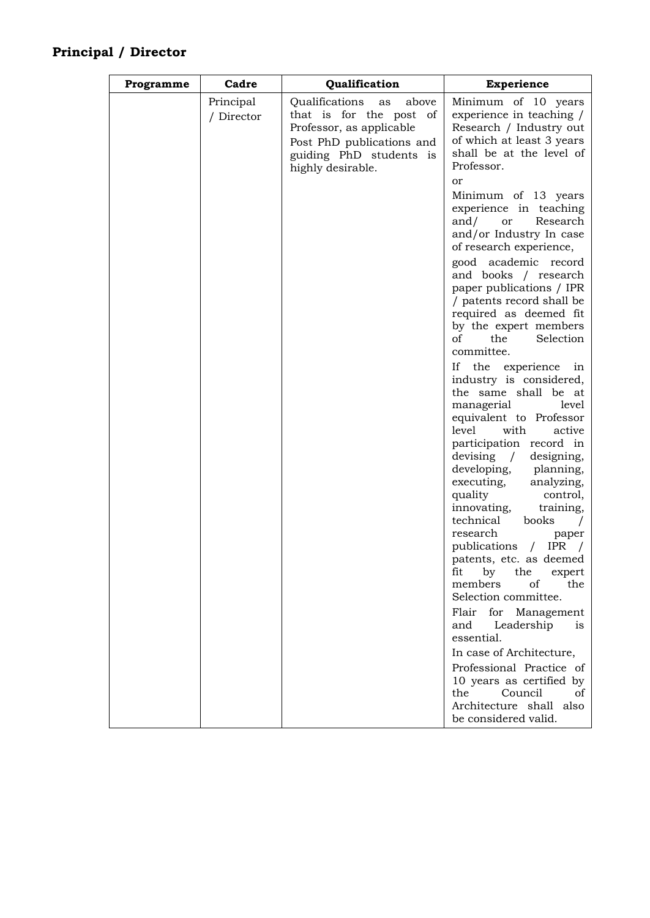## Principal / Director

| Programme | Cadre | Qualification | Experience |
|---|---|---|---|
| | Principal / Director | Qualifications as above that is for the post of Professor, as applicable<br>Post PhD publications and guiding PhD students is highly desirable. | Minimum of 10 years experience in teaching / Research / Industry out of which at least 3 years shall be at the level of Professor.<br>or<br>Minimum of 13 years experience in teaching and/ or Research and/or Industry In case of research experience,<br>good academic record and books / research paper publications / IPR / patents record shall be required as deemed fit by the expert members of the Selection committee.<br>If the experience in industry is considered, the same shall be at managerial level equivalent to Professor level with active participation record in devising / designing, developing, planning, executing, analyzing, quality control, innovating, training, technical books / research paper publications / IPR / patents, etc. as deemed fit by the expert members of the Selection committee.<br>Flair for Management and Leadership is essential.<br>In case of Architecture,<br>Professional Practice of 10 years as certified by the Council of Architecture shall also be considered valid. |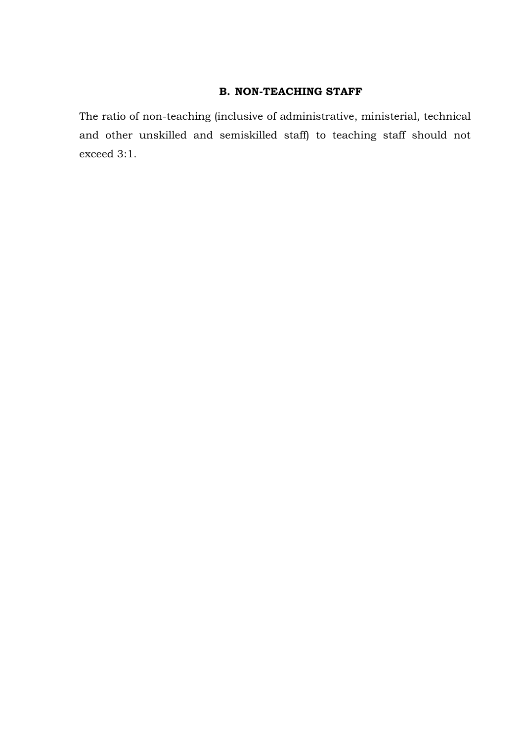## B. NON-TEACHING STAFF

The ratio of non-teaching (inclusive of administrative, ministerial, technical and other unskilled and semiskilled staff) to teaching staff should not exceed 3:1.